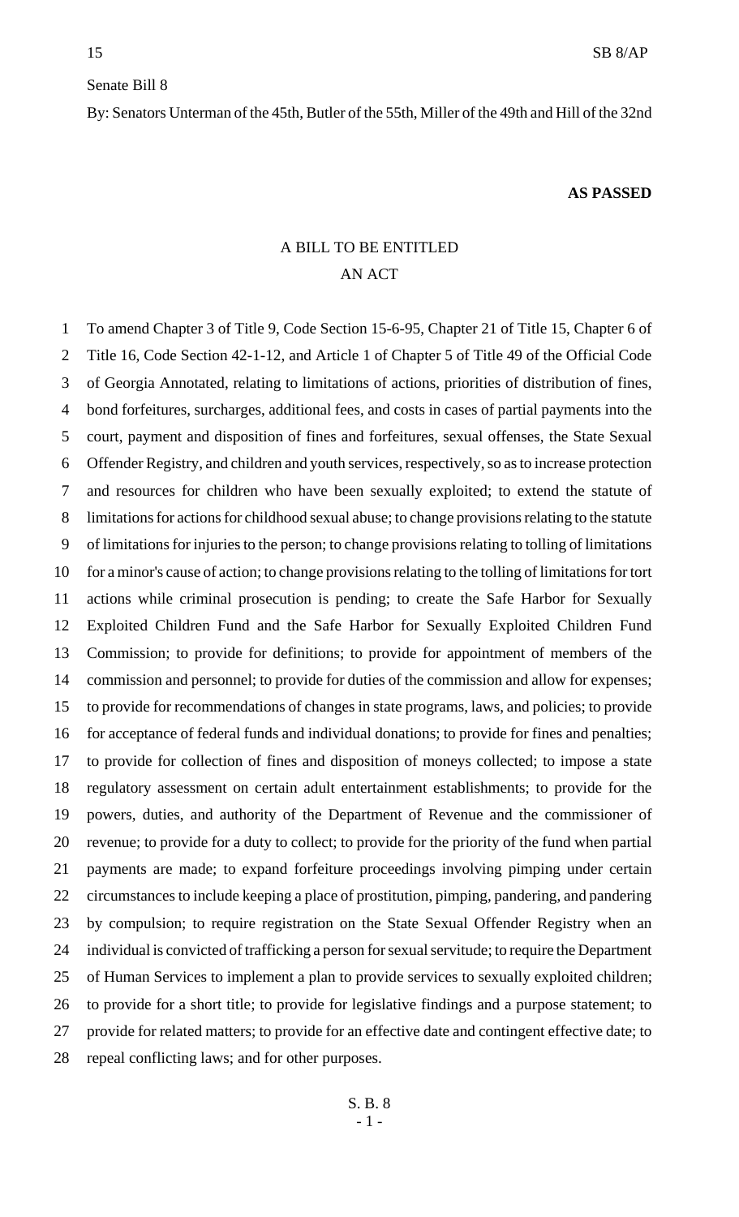Senate Bill 8

By: Senators Unterman of the 45th, Butler of the 55th, Miller of the 49th and Hill of the 32nd

**AS PASSED**

A BILL TO BE ENTITLED
AN ACT

To amend Chapter 3 of Title 9, Code Section 15-6-95, Chapter 21 of Title 15, Chapter 6 of Title 16, Code Section 42-1-12, and Article 1 of Chapter 5 of Title 49 of the Official Code of Georgia Annotated, relating to limitations of actions, priorities of distribution of fines, bond forfeitures, surcharges, additional fees, and costs in cases of partial payments into the court, payment and disposition of fines and forfeitures, sexual offenses, the State Sexual Offender Registry, and children and youth services, respectively, so as to increase protection and resources for children who have been sexually exploited; to extend the statute of limitations for actions for childhood sexual abuse; to change provisions relating to the statute of limitations for injuries to the person; to change provisions relating to tolling of limitations for a minor's cause of action; to change provisions relating to the tolling of limitations for tort actions while criminal prosecution is pending; to create the Safe Harbor for Sexually Exploited Children Fund and the Safe Harbor for Sexually Exploited Children Fund Commission; to provide for definitions; to provide for appointment of members of the commission and personnel; to provide for duties of the commission and allow for expenses; to provide for recommendations of changes in state programs, laws, and policies; to provide for acceptance of federal funds and individual donations; to provide for fines and penalties; to provide for collection of fines and disposition of moneys collected; to impose a state regulatory assessment on certain adult entertainment establishments; to provide for the powers, duties, and authority of the Department of Revenue and the commissioner of revenue; to provide for a duty to collect; to provide for the priority of the fund when partial payments are made; to expand forfeiture proceedings involving pimping under certain circumstances to include keeping a place of prostitution, pimping, pandering, and pandering by compulsion; to require registration on the State Sexual Offender Registry when an individual is convicted of trafficking a person for sexual servitude; to require the Department of Human Services to implement a plan to provide services to sexually exploited children; to provide for a short title; to provide for legislative findings and a purpose statement; to provide for related matters; to provide for an effective date and contingent effective date; to repeal conflicting laws; and for other purposes.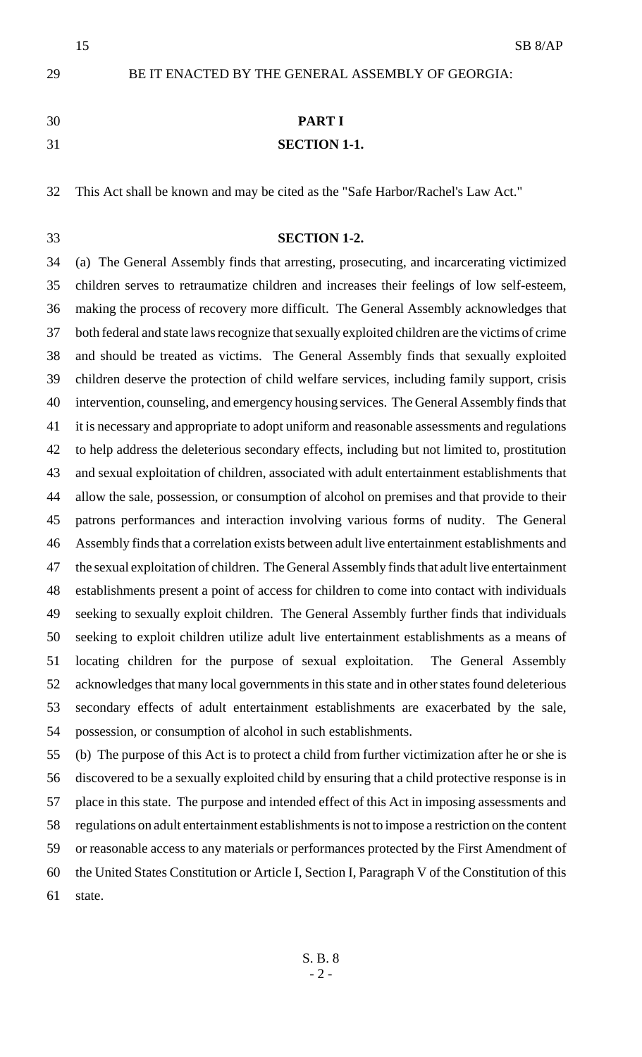BE IT ENACTED BY THE GENERAL ASSEMBLY OF GEORGIA:

**PART I**

**SECTION 1-1.**

This Act shall be known and may be cited as the "Safe Harbor/Rachel's Law Act."

**SECTION 1-2.**

(a) The General Assembly finds that arresting, prosecuting, and incarcerating victimized children serves to retraumatize children and increases their feelings of low self-esteem, making the process of recovery more difficult. The General Assembly acknowledges that both federal and state laws recognize that sexually exploited children are the victims of crime and should be treated as victims. The General Assembly finds that sexually exploited children deserve the protection of child welfare services, including family support, crisis intervention, counseling, and emergency housing services. The General Assembly finds that it is necessary and appropriate to adopt uniform and reasonable assessments and regulations to help address the deleterious secondary effects, including but not limited to, prostitution and sexual exploitation of children, associated with adult entertainment establishments that allow the sale, possession, or consumption of alcohol on premises and that provide to their patrons performances and interaction involving various forms of nudity. The General Assembly finds that a correlation exists between adult live entertainment establishments and the sexual exploitation of children. The General Assembly finds that adult live entertainment establishments present a point of access for children to come into contact with individuals seeking to sexually exploit children. The General Assembly further finds that individuals seeking to exploit children utilize adult live entertainment establishments as a means of locating children for the purpose of sexual exploitation. The General Assembly acknowledges that many local governments in this state and in other states found deleterious secondary effects of adult entertainment establishments are exacerbated by the sale, possession, or consumption of alcohol in such establishments.

(b) The purpose of this Act is to protect a child from further victimization after he or she is discovered to be a sexually exploited child by ensuring that a child protective response is in place in this state. The purpose and intended effect of this Act in imposing assessments and regulations on adult entertainment establishments is not to impose a restriction on the content or reasonable access to any materials or performances protected by the First Amendment of the United States Constitution or Article I, Section I, Paragraph V of the Constitution of this state.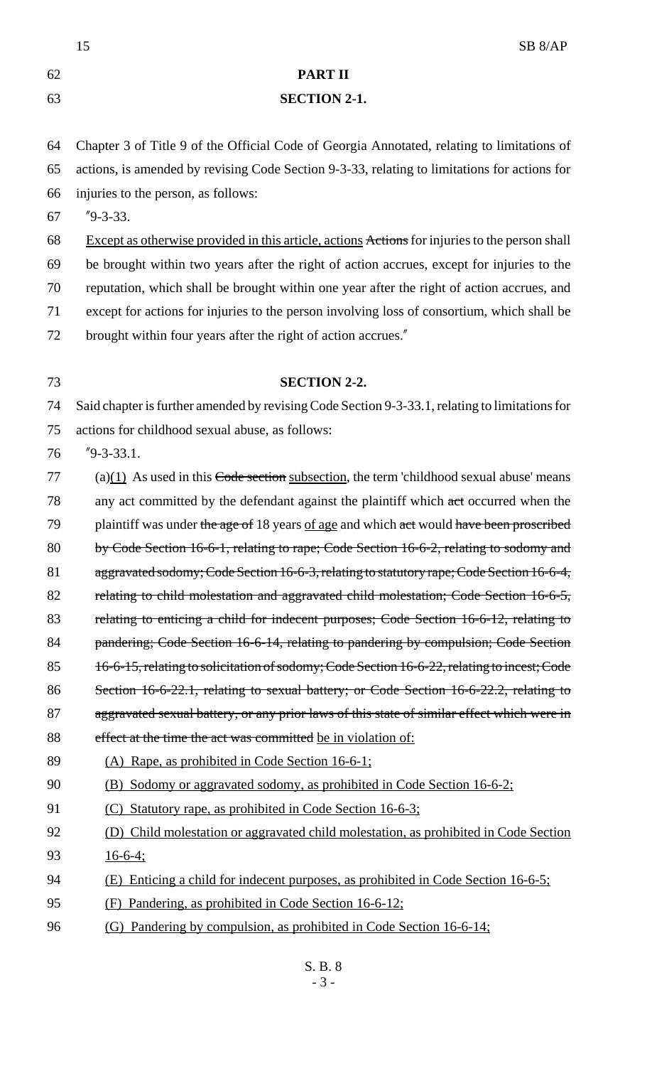**PART II**

**SECTION 2-1.**

Chapter 3 of Title 9 of the Official Code of Georgia Annotated, relating to limitations of actions, is amended by revising Code Section 9-3-33, relating to limitations for actions for injuries to the person, as follows:

"9-3-33.

<u>Except as otherwise provided in this article, actions</u> ~~Actions~~ for injuries to the person shall be brought within two years after the right of action accrues, except for injuries to the reputation, which shall be brought within one year after the right of action accrues, and except for actions for injuries to the person involving loss of consortium, which shall be brought within four years after the right of action accrues."

**SECTION 2-2.**

Said chapter is further amended by revising Code Section 9-3-33.1, relating to limitations for actions for childhood sexual abuse, as follows:

"9-3-33.1.

(a)<u>(1)</u> As used in this ~~Code section~~ <u>subsection</u>, the term 'childhood sexual abuse' means any act committed by the defendant against the plaintiff which ~~act~~ occurred when the plaintiff was under ~~the age of~~ 18 years <u>of age</u> and which ~~act~~ would ~~have been proscribed by Code Section 16-6-1, relating to rape; Code Section 16-6-2, relating to sodomy and aggravated sodomy; Code Section 16-6-3, relating to statutory rape; Code Section 16-6-4, relating to child molestation and aggravated child molestation; Code Section 16-6-5, relating to enticing a child for indecent purposes; Code Section 16-6-12, relating to pandering; Code Section 16-6-14, relating to pandering by compulsion; Code Section 16-6-15, relating to solicitation of sodomy; Code Section 16-6-22, relating to incest; Code Section 16-6-22.1, relating to sexual battery; or Code Section 16-6-22.2, relating to aggravated sexual battery, or any prior laws of this state of similar effect which were in effect at the time the act was committed~~ <u>be in violation of:</u>

<u>(A) Rape, as prohibited in Code Section 16-6-1;</u>

<u>(B) Sodomy or aggravated sodomy, as prohibited in Code Section 16-6-2;</u>

<u>(C) Statutory rape, as prohibited in Code Section 16-6-3;</u>

<u>(D) Child molestation or aggravated child molestation, as prohibited in Code Section 16-6-4;</u>

<u>(E) Enticing a child for indecent purposes, as prohibited in Code Section 16-6-5;</u>

<u>(F) Pandering, as prohibited in Code Section 16-6-12;</u>

<u>(G) Pandering by compulsion, as prohibited in Code Section 16-6-14;</u>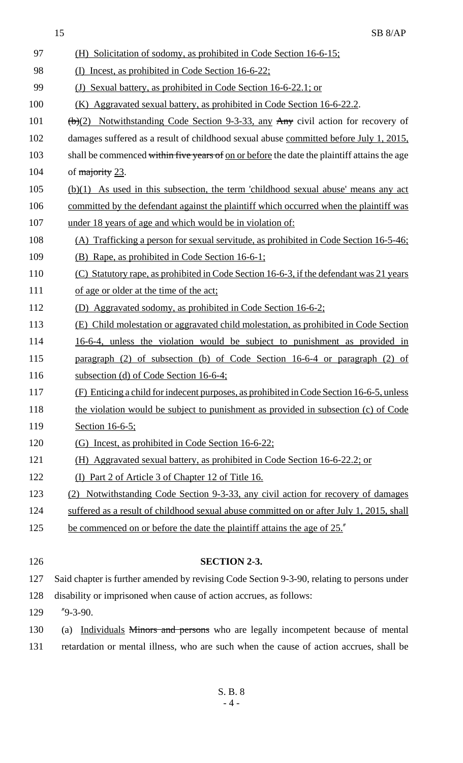(H) Solicitation of sodomy, as prohibited in Code Section 16-6-15;

(I) Incest, as prohibited in Code Section 16-6-22;

(J) Sexual battery, as prohibited in Code Section 16-6-22.1; or

(K) Aggravated sexual battery, as prohibited in Code Section 16-6-22.2.

~~(b)~~(2) Notwithstanding Code Section 9-3-33, any ~~Any~~ civil action for recovery of damages suffered as a result of childhood sexual abuse committed before July 1, 2015, shall be commenced ~~within five years of~~ on or before the date the plaintiff attains the age of ~~majority~~ 23.

(b)(1) As used in this subsection, the term 'childhood sexual abuse' means any act committed by the defendant against the plaintiff which occurred when the plaintiff was under 18 years of age and which would be in violation of:

(A) Trafficking a person for sexual servitude, as prohibited in Code Section 16-5-46;

(B) Rape, as prohibited in Code Section 16-6-1;

(C) Statutory rape, as prohibited in Code Section 16-6-3, if the defendant was 21 years of age or older at the time of the act;

(D) Aggravated sodomy, as prohibited in Code Section 16-6-2;

(E) Child molestation or aggravated child molestation, as prohibited in Code Section 16-6-4, unless the violation would be subject to punishment as provided in paragraph (2) of subsection (b) of Code Section 16-6-4 or paragraph (2) of subsection (d) of Code Section 16-6-4;

(F) Enticing a child for indecent purposes, as prohibited in Code Section 16-6-5, unless the violation would be subject to punishment as provided in subsection (c) of Code Section 16-6-5;

(G) Incest, as prohibited in Code Section 16-6-22;

(H) Aggravated sexual battery, as prohibited in Code Section 16-6-22.2; or

(I) Part 2 of Article 3 of Chapter 12 of Title 16.

(2) Notwithstanding Code Section 9-3-33, any civil action for recovery of damages suffered as a result of childhood sexual abuse committed on or after July 1, 2015, shall be commenced on or before the date the plaintiff attains the age of 25."

**SECTION 2-3.**

Said chapter is further amended by revising Code Section 9-3-90, relating to persons under disability or imprisoned when cause of action accrues, as follows:

"9-3-90.

(a) Individuals ~~Minors and persons~~ who are legally incompetent because of mental retardation or mental illness, who are such when the cause of action accrues, shall be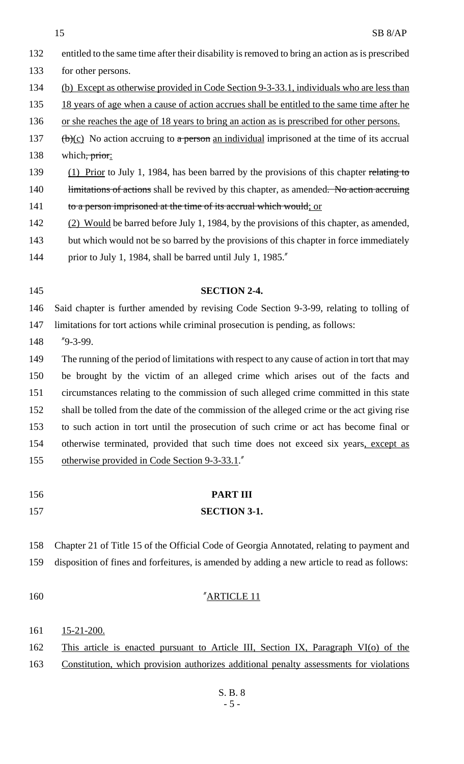entitled to the same time after their disability is removed to bring an action as is prescribed for other persons.

(b) Except as otherwise provided in Code Section 9-3-33.1, individuals who are less than 18 years of age when a cause of action accrues shall be entitled to the same time after he or she reaches the age of 18 years to bring an action as is prescribed for other persons.

~~(b)~~(c) No action accruing to ~~a person~~ an individual imprisoned at the time of its accrual which~~, prior~~:

(1) Prior to July 1, 1984, has been barred by the provisions of this chapter ~~relating to limitations of actions~~ shall be revived by this chapter, as amended~~. No action accruing to a person imprisoned at the time of its accrual which would~~; or

(2) Would be barred before July 1, 1984, by the provisions of this chapter, as amended, but which would not be so barred by the provisions of this chapter in force immediately prior to July 1, 1984, shall be barred until July 1, 1985."

**SECTION 2-4.**

Said chapter is further amended by revising Code Section 9-3-99, relating to tolling of limitations for tort actions while criminal prosecution is pending, as follows:

"9-3-99.

The running of the period of limitations with respect to any cause of action in tort that may be brought by the victim of an alleged crime which arises out of the facts and circumstances relating to the commission of such alleged crime committed in this state shall be tolled from the date of the commission of the alleged crime or the act giving rise to such action in tort until the prosecution of such crime or act has become final or otherwise terminated, provided that such time does not exceed six years, except as otherwise provided in Code Section 9-3-33.1."

**PART III**

**SECTION 3-1.**

Chapter 21 of Title 15 of the Official Code of Georgia Annotated, relating to payment and disposition of fines and forfeitures, is amended by adding a new article to read as follows:

"ARTICLE 11

15-21-200.

This article is enacted pursuant to Article III, Section IX, Paragraph VI(o) of the Constitution, which provision authorizes additional penalty assessments for violations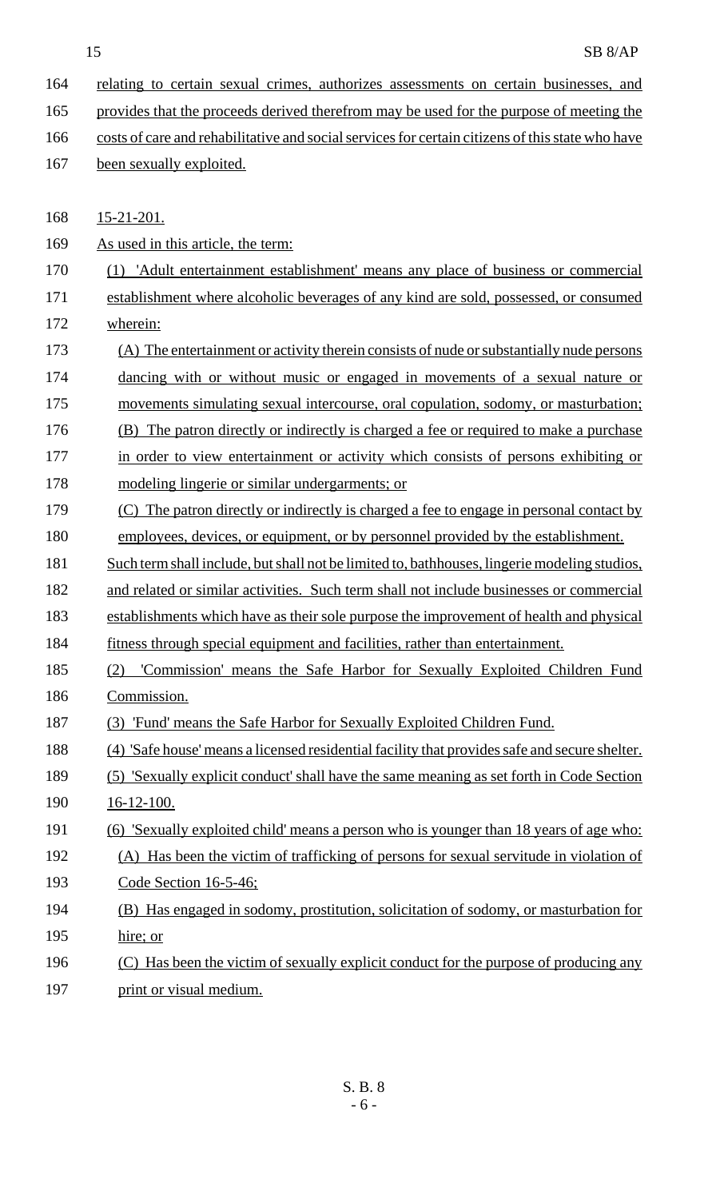relating to certain sexual crimes, authorizes assessments on certain businesses, and provides that the proceeds derived therefrom may be used for the purpose of meeting the costs of care and rehabilitative and social services for certain citizens of this state who have been sexually exploited.

15-21-201.

As used in this article, the term:

(1) 'Adult entertainment establishment' means any place of business or commercial establishment where alcoholic beverages of any kind are sold, possessed, or consumed wherein:

(A) The entertainment or activity therein consists of nude or substantially nude persons dancing with or without music or engaged in movements of a sexual nature or movements simulating sexual intercourse, oral copulation, sodomy, or masturbation;

(B) The patron directly or indirectly is charged a fee or required to make a purchase in order to view entertainment or activity which consists of persons exhibiting or modeling lingerie or similar undergarments; or

(C) The patron directly or indirectly is charged a fee to engage in personal contact by employees, devices, or equipment, or by personnel provided by the establishment.

Such term shall include, but shall not be limited to, bathhouses, lingerie modeling studios, and related or similar activities. Such term shall not include businesses or commercial establishments which have as their sole purpose the improvement of health and physical fitness through special equipment and facilities, rather than entertainment.

(2) 'Commission' means the Safe Harbor for Sexually Exploited Children Fund Commission.

(3) 'Fund' means the Safe Harbor for Sexually Exploited Children Fund.

(4) 'Safe house' means a licensed residential facility that provides safe and secure shelter.

(5) 'Sexually explicit conduct' shall have the same meaning as set forth in Code Section 16-12-100.

(6) 'Sexually exploited child' means a person who is younger than 18 years of age who:

(A) Has been the victim of trafficking of persons for sexual servitude in violation of Code Section 16-5-46;

(B) Has engaged in sodomy, prostitution, solicitation of sodomy, or masturbation for hire; or

(C) Has been the victim of sexually explicit conduct for the purpose of producing any print or visual medium.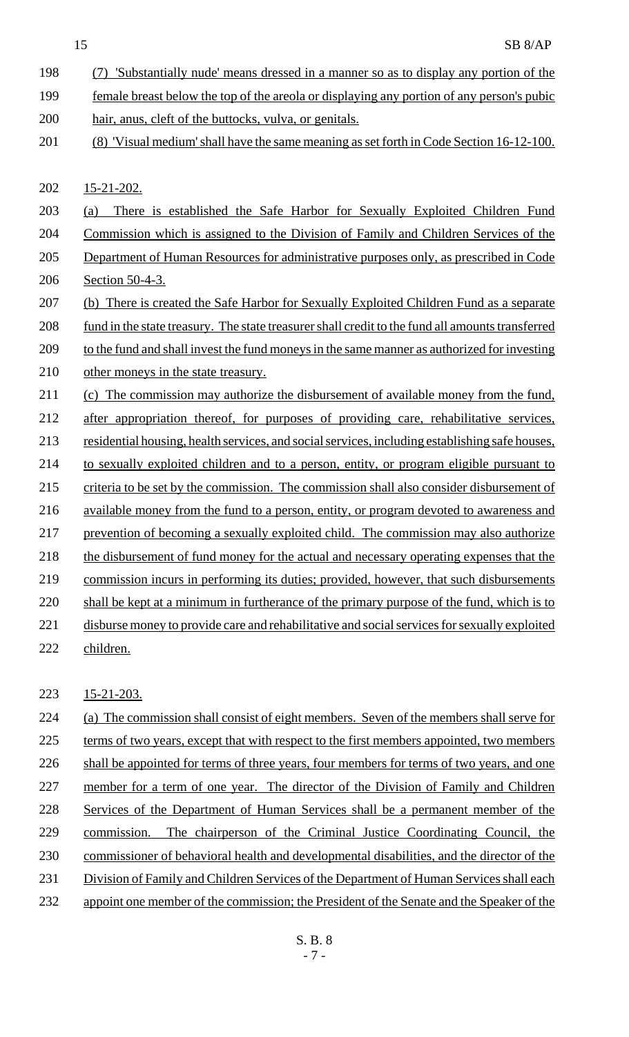(7) 'Substantially nude' means dressed in a manner so as to display any portion of the female breast below the top of the areola or displaying any portion of any person's pubic hair, anus, cleft of the buttocks, vulva, or genitals.

(8) 'Visual medium' shall have the same meaning as set forth in Code Section 16-12-100.

15-21-202.

(a) There is established the Safe Harbor for Sexually Exploited Children Fund Commission which is assigned to the Division of Family and Children Services of the Department of Human Resources for administrative purposes only, as prescribed in Code Section 50-4-3.

(b) There is created the Safe Harbor for Sexually Exploited Children Fund as a separate fund in the state treasury. The state treasurer shall credit to the fund all amounts transferred to the fund and shall invest the fund moneys in the same manner as authorized for investing other moneys in the state treasury.

(c) The commission may authorize the disbursement of available money from the fund, after appropriation thereof, for purposes of providing care, rehabilitative services, residential housing, health services, and social services, including establishing safe houses, to sexually exploited children and to a person, entity, or program eligible pursuant to criteria to be set by the commission. The commission shall also consider disbursement of available money from the fund to a person, entity, or program devoted to awareness and prevention of becoming a sexually exploited child. The commission may also authorize the disbursement of fund money for the actual and necessary operating expenses that the commission incurs in performing its duties; provided, however, that such disbursements shall be kept at a minimum in furtherance of the primary purpose of the fund, which is to disburse money to provide care and rehabilitative and social services for sexually exploited children.

15-21-203.

(a) The commission shall consist of eight members. Seven of the members shall serve for terms of two years, except that with respect to the first members appointed, two members shall be appointed for terms of three years, four members for terms of two years, and one member for a term of one year. The director of the Division of Family and Children Services of the Department of Human Services shall be a permanent member of the commission. The chairperson of the Criminal Justice Coordinating Council, the commissioner of behavioral health and developmental disabilities, and the director of the Division of Family and Children Services of the Department of Human Services shall each appoint one member of the commission; the President of the Senate and the Speaker of the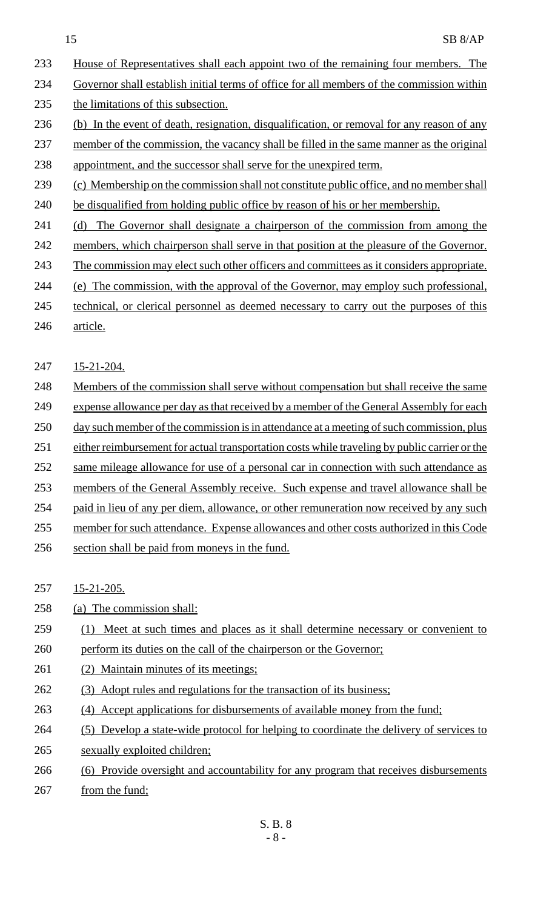House of Representatives shall each appoint two of the remaining four members. The Governor shall establish initial terms of office for all members of the commission within the limitations of this subsection.

(b) In the event of death, resignation, disqualification, or removal for any reason of any member of the commission, the vacancy shall be filled in the same manner as the original appointment, and the successor shall serve for the unexpired term.

(c) Membership on the commission shall not constitute public office, and no member shall be disqualified from holding public office by reason of his or her membership.

(d) The Governor shall designate a chairperson of the commission from among the members, which chairperson shall serve in that position at the pleasure of the Governor. The commission may elect such other officers and committees as it considers appropriate.

(e) The commission, with the approval of the Governor, may employ such professional, technical, or clerical personnel as deemed necessary to carry out the purposes of this article.

15-21-204.

Members of the commission shall serve without compensation but shall receive the same expense allowance per day as that received by a member of the General Assembly for each day such member of the commission is in attendance at a meeting of such commission, plus either reimbursement for actual transportation costs while traveling by public carrier or the same mileage allowance for use of a personal car in connection with such attendance as members of the General Assembly receive. Such expense and travel allowance shall be paid in lieu of any per diem, allowance, or other remuneration now received by any such member for such attendance. Expense allowances and other costs authorized in this Code section shall be paid from moneys in the fund.

15-21-205.

(a) The commission shall:

(1) Meet at such times and places as it shall determine necessary or convenient to perform its duties on the call of the chairperson or the Governor;

(2) Maintain minutes of its meetings;

(3) Adopt rules and regulations for the transaction of its business;

(4) Accept applications for disbursements of available money from the fund;

(5) Develop a state-wide protocol for helping to coordinate the delivery of services to sexually exploited children;

(6) Provide oversight and accountability for any program that receives disbursements from the fund;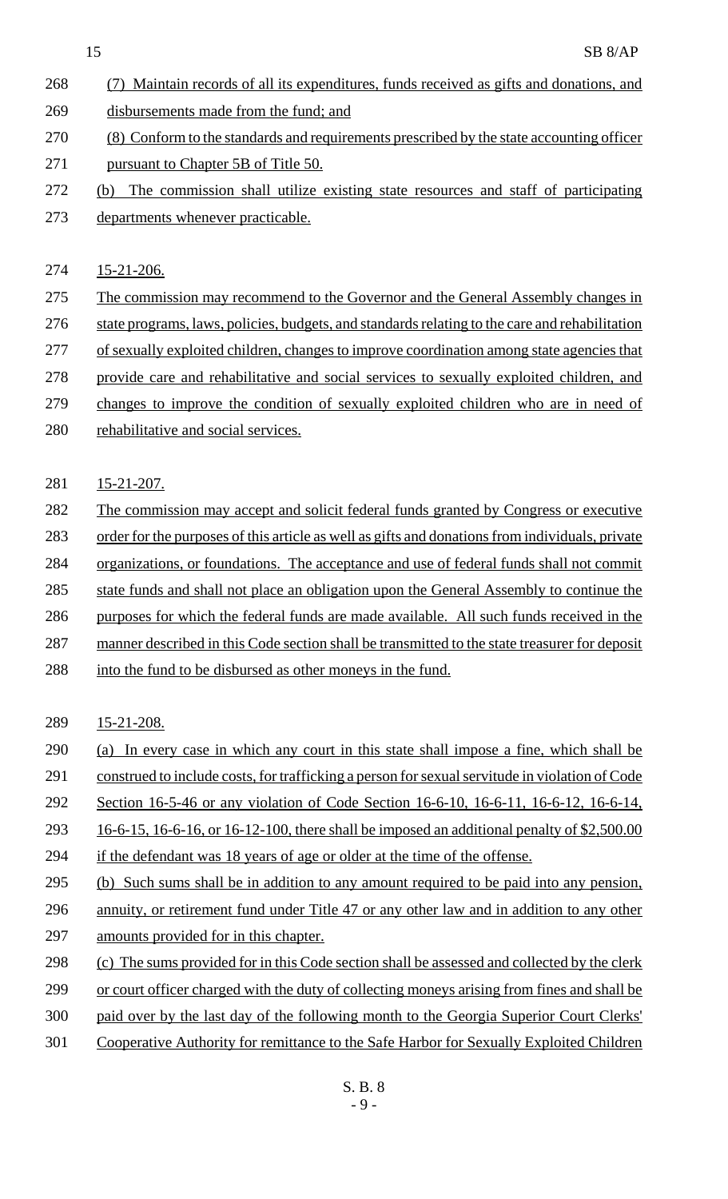(7) Maintain records of all its expenditures, funds received as gifts and donations, and disbursements made from the fund; and

(8) Conform to the standards and requirements prescribed by the state accounting officer pursuant to Chapter 5B of Title 50.

(b) The commission shall utilize existing state resources and staff of participating departments whenever practicable.

15-21-206.

The commission may recommend to the Governor and the General Assembly changes in state programs, laws, policies, budgets, and standards relating to the care and rehabilitation of sexually exploited children, changes to improve coordination among state agencies that provide care and rehabilitative and social services to sexually exploited children, and changes to improve the condition of sexually exploited children who are in need of rehabilitative and social services.

15-21-207.

The commission may accept and solicit federal funds granted by Congress or executive order for the purposes of this article as well as gifts and donations from individuals, private organizations, or foundations. The acceptance and use of federal funds shall not commit state funds and shall not place an obligation upon the General Assembly to continue the purposes for which the federal funds are made available. All such funds received in the manner described in this Code section shall be transmitted to the state treasurer for deposit into the fund to be disbursed as other moneys in the fund.

15-21-208.

(a) In every case in which any court in this state shall impose a fine, which shall be construed to include costs, for trafficking a person for sexual servitude in violation of Code Section 16-5-46 or any violation of Code Section 16-6-10, 16-6-11, 16-6-12, 16-6-14, 16-6-15, 16-6-16, or 16-12-100, there shall be imposed an additional penalty of $2,500.00 if the defendant was 18 years of age or older at the time of the offense.

(b) Such sums shall be in addition to any amount required to be paid into any pension, annuity, or retirement fund under Title 47 or any other law and in addition to any other amounts provided for in this chapter.

(c) The sums provided for in this Code section shall be assessed and collected by the clerk or court officer charged with the duty of collecting moneys arising from fines and shall be paid over by the last day of the following month to the Georgia Superior Court Clerks' Cooperative Authority for remittance to the Safe Harbor for Sexually Exploited Children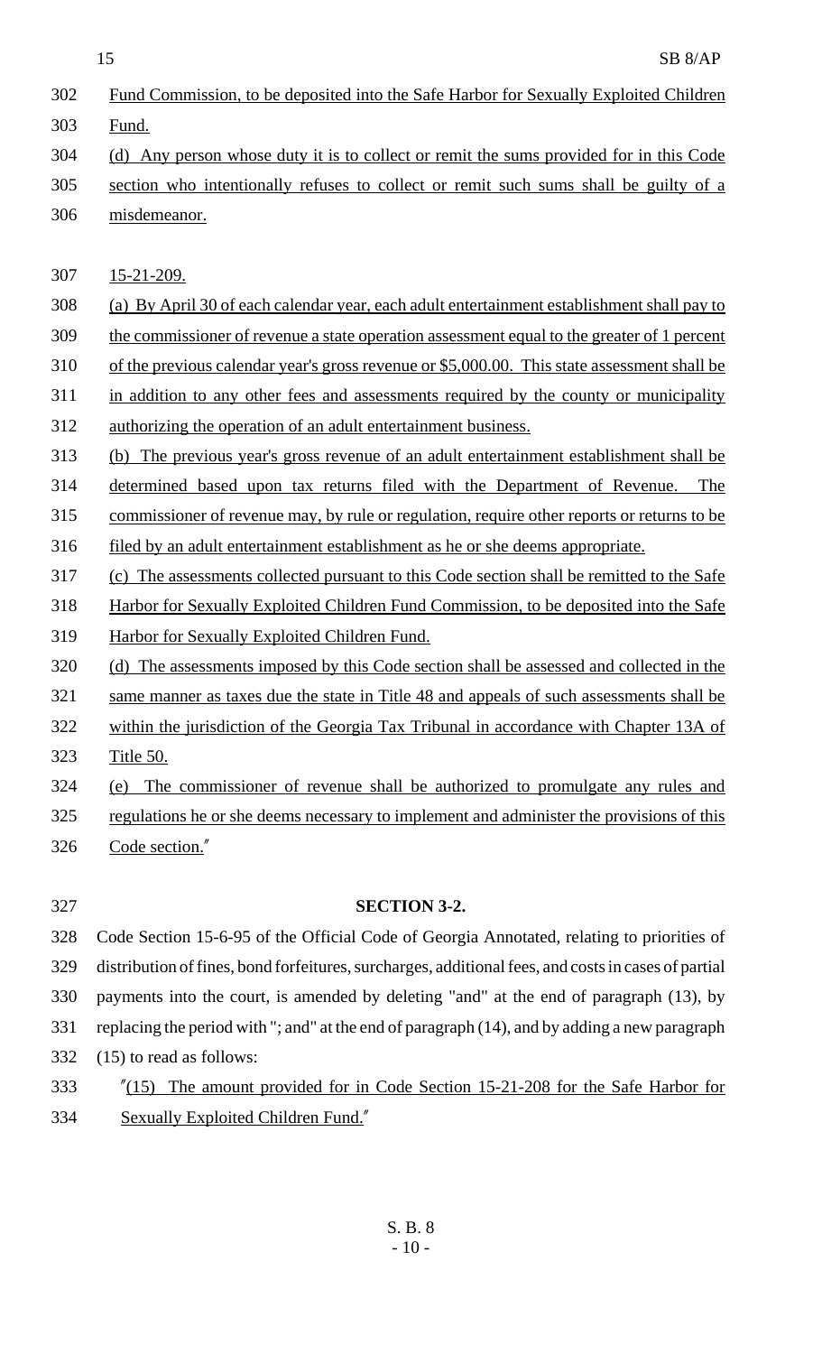Fund Commission, to be deposited into the Safe Harbor for Sexually Exploited Children Fund.

(d) Any person whose duty it is to collect or remit the sums provided for in this Code section who intentionally refuses to collect or remit such sums shall be guilty of a misdemeanor.

15-21-209.

(a) By April 30 of each calendar year, each adult entertainment establishment shall pay to the commissioner of revenue a state operation assessment equal to the greater of 1 percent of the previous calendar year's gross revenue or $5,000.00. This state assessment shall be in addition to any other fees and assessments required by the county or municipality authorizing the operation of an adult entertainment business.

(b) The previous year's gross revenue of an adult entertainment establishment shall be determined based upon tax returns filed with the Department of Revenue. The commissioner of revenue may, by rule or regulation, require other reports or returns to be filed by an adult entertainment establishment as he or she deems appropriate.

(c) The assessments collected pursuant to this Code section shall be remitted to the Safe Harbor for Sexually Exploited Children Fund Commission, to be deposited into the Safe Harbor for Sexually Exploited Children Fund.

(d) The assessments imposed by this Code section shall be assessed and collected in the same manner as taxes due the state in Title 48 and appeals of such assessments shall be within the jurisdiction of the Georgia Tax Tribunal in accordance with Chapter 13A of Title 50.

(e) The commissioner of revenue shall be authorized to promulgate any rules and regulations he or she deems necessary to implement and administer the provisions of this Code section."

**SECTION 3-2.**

Code Section 15-6-95 of the Official Code of Georgia Annotated, relating to priorities of distribution of fines, bond forfeitures, surcharges, additional fees, and costs in cases of partial payments into the court, is amended by deleting "and" at the end of paragraph (13), by replacing the period with "; and" at the end of paragraph (14), and by adding a new paragraph (15) to read as follows:

"(15) The amount provided for in Code Section 15-21-208 for the Safe Harbor for Sexually Exploited Children Fund."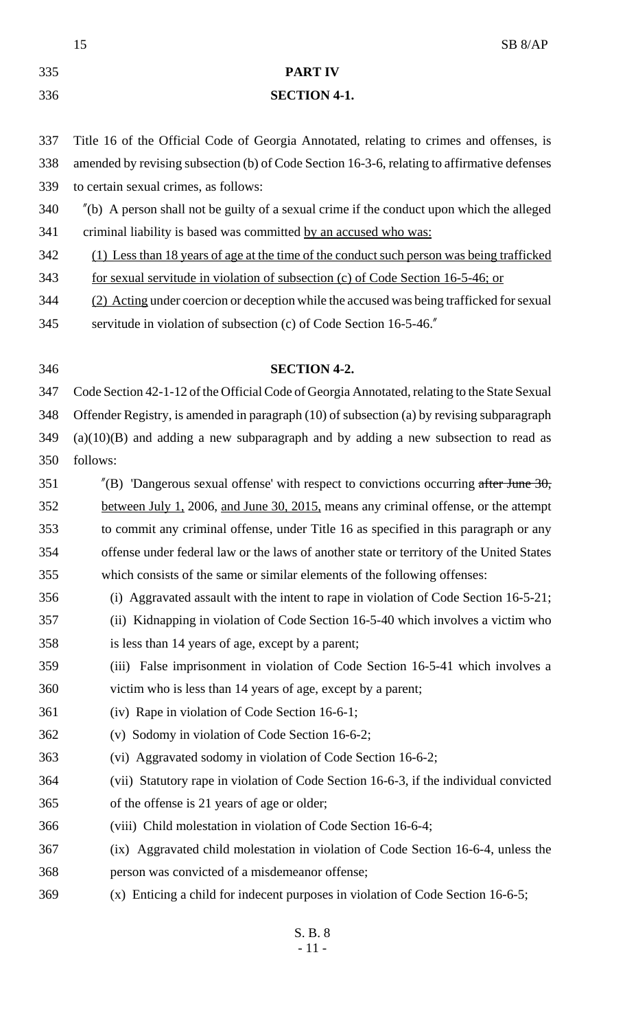**PART IV**

**SECTION 4-1.**

Title 16 of the Official Code of Georgia Annotated, relating to crimes and offenses, is amended by revising subsection (b) of Code Section 16-3-6, relating to affirmative defenses to certain sexual crimes, as follows:

"(b) A person shall not be guilty of a sexual crime if the conduct upon which the alleged criminal liability is based was committed <u>by an accused who was:</u>

<u>(1) Less than 18 years of age at the time of the conduct such person was being trafficked for sexual servitude in violation of subsection (c) of Code Section 16-5-46; or</u>

<u>(2) Acting</u> under coercion or deception while the accused was being trafficked for sexual servitude in violation of subsection (c) of Code Section 16-5-46."

**SECTION 4-2.**

Code Section 42-1-12 of the Official Code of Georgia Annotated, relating to the State Sexual Offender Registry, is amended in paragraph (10) of subsection (a) by revising subparagraph (a)(10)(B) and adding a new subparagraph and by adding a new subsection to read as follows:

"(B) 'Dangerous sexual offense' with respect to convictions occurring ~~after June 30,~~ <u>between July 1,</u> 2006, <u>and June 30, 2015,</u> means any criminal offense, or the attempt to commit any criminal offense, under Title 16 as specified in this paragraph or any offense under federal law or the laws of another state or territory of the United States which consists of the same or similar elements of the following offenses:

(i) Aggravated assault with the intent to rape in violation of Code Section 16-5-21;

(ii) Kidnapping in violation of Code Section 16-5-40 which involves a victim who is less than 14 years of age, except by a parent;

(iii) False imprisonment in violation of Code Section 16-5-41 which involves a victim who is less than 14 years of age, except by a parent;

(iv) Rape in violation of Code Section 16-6-1;

(v) Sodomy in violation of Code Section 16-6-2;

(vi) Aggravated sodomy in violation of Code Section 16-6-2;

(vii) Statutory rape in violation of Code Section 16-6-3, if the individual convicted of the offense is 21 years of age or older;

(viii) Child molestation in violation of Code Section 16-6-4;

(ix) Aggravated child molestation in violation of Code Section 16-6-4, unless the person was convicted of a misdemeanor offense;

(x) Enticing a child for indecent purposes in violation of Code Section 16-6-5;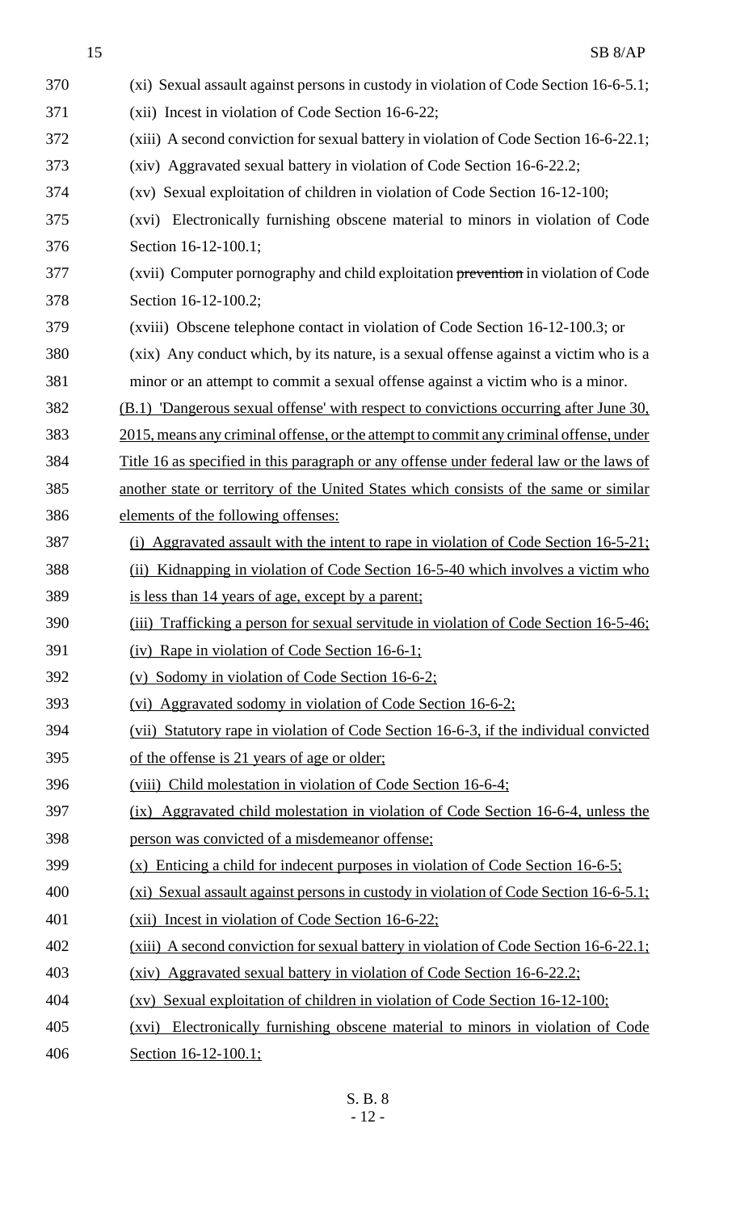(xi) Sexual assault against persons in custody in violation of Code Section 16-6-5.1;

(xii) Incest in violation of Code Section 16-6-22;

(xiii) A second conviction for sexual battery in violation of Code Section 16-6-22.1;

(xiv) Aggravated sexual battery in violation of Code Section 16-6-22.2;

(xv) Sexual exploitation of children in violation of Code Section 16-12-100;

(xvi) Electronically furnishing obscene material to minors in violation of Code Section 16-12-100.1;

(xvii) Computer pornography and child exploitation ~~prevention~~ in violation of Code Section 16-12-100.2;

(xviii) Obscene telephone contact in violation of Code Section 16-12-100.3; or

(xix) Any conduct which, by its nature, is a sexual offense against a victim who is a minor or an attempt to commit a sexual offense against a victim who is a minor.

<u>(B.1) 'Dangerous sexual offense' with respect to convictions occurring after June 30, 2015, means any criminal offense, or the attempt to commit any criminal offense, under Title 16 as specified in this paragraph or any offense under federal law or the laws of another state or territory of the United States which consists of the same or similar elements of the following offenses:</u>

<u>(i) Aggravated assault with the intent to rape in violation of Code Section 16-5-21;</u>

<u>(ii) Kidnapping in violation of Code Section 16-5-40 which involves a victim who is less than 14 years of age, except by a parent;</u>

<u>(iii) Trafficking a person for sexual servitude in violation of Code Section 16-5-46;</u>

<u>(iv) Rape in violation of Code Section 16-6-1;</u>

<u>(v) Sodomy in violation of Code Section 16-6-2;</u>

<u>(vi) Aggravated sodomy in violation of Code Section 16-6-2;</u>

<u>(vii) Statutory rape in violation of Code Section 16-6-3, if the individual convicted of the offense is 21 years of age or older;</u>

<u>(viii) Child molestation in violation of Code Section 16-6-4;</u>

<u>(ix) Aggravated child molestation in violation of Code Section 16-6-4, unless the person was convicted of a misdemeanor offense;</u>

<u>(x) Enticing a child for indecent purposes in violation of Code Section 16-6-5;</u>

<u>(xi) Sexual assault against persons in custody in violation of Code Section 16-6-5.1;</u>

<u>(xii) Incest in violation of Code Section 16-6-22;</u>

<u>(xiii) A second conviction for sexual battery in violation of Code Section 16-6-22.1;</u>

<u>(xiv) Aggravated sexual battery in violation of Code Section 16-6-22.2;</u>

<u>(xv) Sexual exploitation of children in violation of Code Section 16-12-100;</u>

<u>(xvi) Electronically furnishing obscene material to minors in violation of Code Section 16-12-100.1;</u>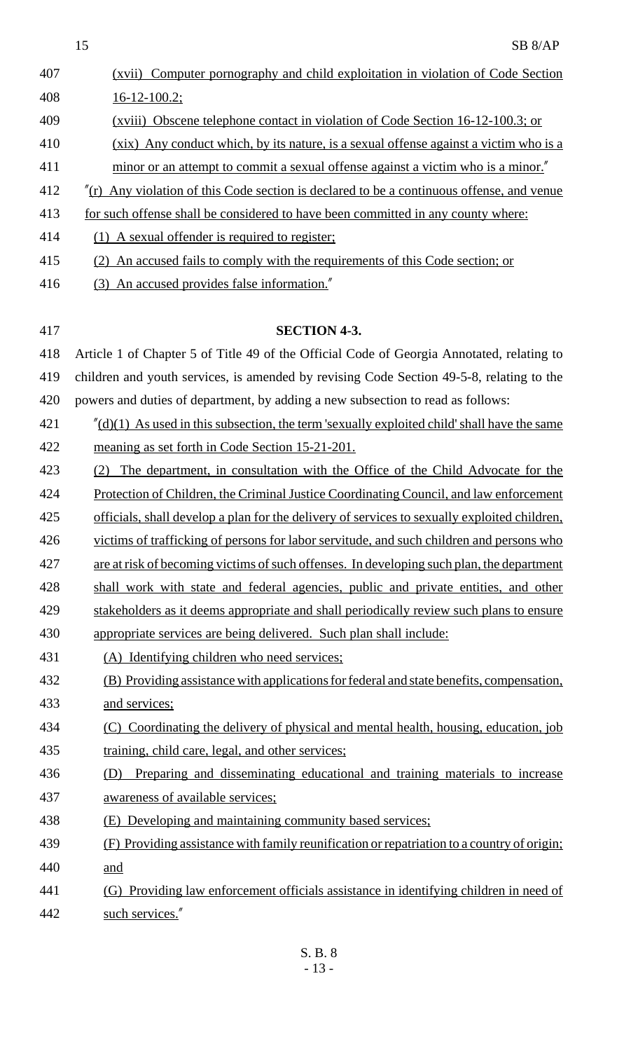(xvii) Computer pornography and child exploitation in violation of Code Section 16-12-100.2;

(xviii) Obscene telephone contact in violation of Code Section 16-12-100.3; or

(xix) Any conduct which, by its nature, is a sexual offense against a victim who is a minor or an attempt to commit a sexual offense against a victim who is a minor."

"(r) Any violation of this Code section is declared to be a continuous offense, and venue for such offense shall be considered to have been committed in any county where:

(1) A sexual offender is required to register;

(2) An accused fails to comply with the requirements of this Code section; or

(3) An accused provides false information."

**SECTION 4-3.**

Article 1 of Chapter 5 of Title 49 of the Official Code of Georgia Annotated, relating to children and youth services, is amended by revising Code Section 49-5-8, relating to the powers and duties of department, by adding a new subsection to read as follows:

"(d)(1) As used in this subsection, the term 'sexually exploited child' shall have the same meaning as set forth in Code Section 15-21-201.

(2) The department, in consultation with the Office of the Child Advocate for the Protection of Children, the Criminal Justice Coordinating Council, and law enforcement officials, shall develop a plan for the delivery of services to sexually exploited children, victims of trafficking of persons for labor servitude, and such children and persons who are at risk of becoming victims of such offenses. In developing such plan, the department shall work with state and federal agencies, public and private entities, and other stakeholders as it deems appropriate and shall periodically review such plans to ensure appropriate services are being delivered. Such plan shall include:

(A) Identifying children who need services;

(B) Providing assistance with applications for federal and state benefits, compensation, and services;

(C) Coordinating the delivery of physical and mental health, housing, education, job training, child care, legal, and other services;

(D) Preparing and disseminating educational and training materials to increase awareness of available services;

(E) Developing and maintaining community based services;

(F) Providing assistance with family reunification or repatriation to a country of origin; and

(G) Providing law enforcement officials assistance in identifying children in need of such services."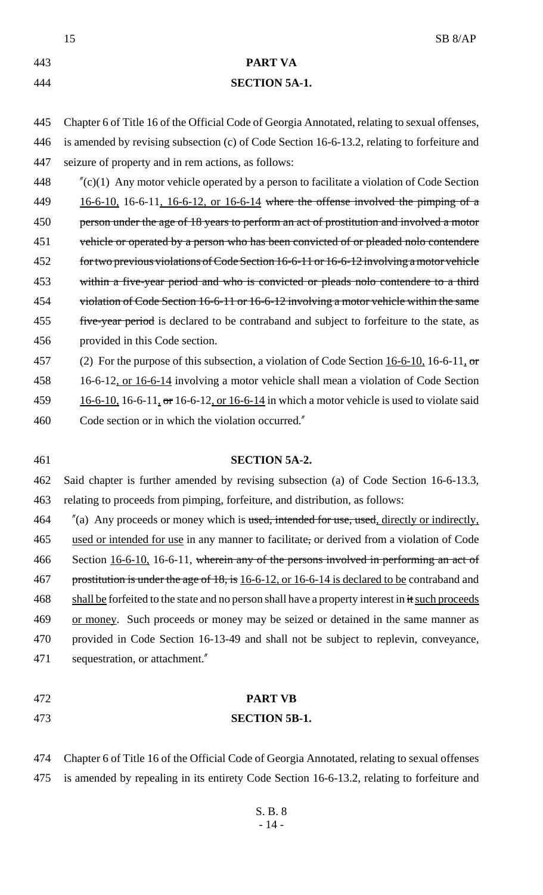**PART VA**

**SECTION 5A-1.**

Chapter 6 of Title 16 of the Official Code of Georgia Annotated, relating to sexual offenses, is amended by revising subsection (c) of Code Section 16-6-13.2, relating to forfeiture and seizure of property and in rem actions, as follows:

"(c)(1) Any motor vehicle operated by a person to facilitate a violation of Code Section 16-6-10, 16-6-11, 16-6-12, or 16-6-14 ~~where the offense involved the pimping of a person under the age of 18 years to perform an act of prostitution and involved a motor vehicle or operated by a person who has been convicted of or pleaded nolo contendere for two previous violations of Code Section 16-6-11 or 16-6-12 involving a motor vehicle within a five-year period and who is convicted or pleads nolo contendere to a third violation of Code Section 16-6-11 or 16-6-12 involving a motor vehicle within the same five-year period~~ is declared to be contraband and subject to forfeiture to the state, as provided in this Code section.

(2) For the purpose of this subsection, a violation of Code Section 16-6-10, 16-6-11, ~~or~~ 16-6-12, or 16-6-14 involving a motor vehicle shall mean a violation of Code Section 16-6-10, 16-6-11, ~~or~~ 16-6-12, or 16-6-14 in which a motor vehicle is used to violate said Code section or in which the violation occurred."

**SECTION 5A-2.**

Said chapter is further amended by revising subsection (a) of Code Section 16-6-13.3, relating to proceeds from pimping, forfeiture, and distribution, as follows:

"(a) Any proceeds or money which is ~~used, intended for use, used~~, directly or indirectly, used or intended for use in any manner to facilitate~~,~~ or derived from a violation of Code Section 16-6-10, 16-6-11, ~~wherein any of the persons involved in performing an act of prostitution is under the age of 18, is~~ 16-6-12, or 16-6-14 is declared to be contraband and shall be forfeited to the state and no person shall have a property interest in ~~it~~ such proceeds or money. Such proceeds or money may be seized or detained in the same manner as provided in Code Section 16-13-49 and shall not be subject to replevin, conveyance, sequestration, or attachment."

**PART VB**

**SECTION 5B-1.**

Chapter 6 of Title 16 of the Official Code of Georgia Annotated, relating to sexual offenses is amended by repealing in its entirety Code Section 16-6-13.2, relating to forfeiture and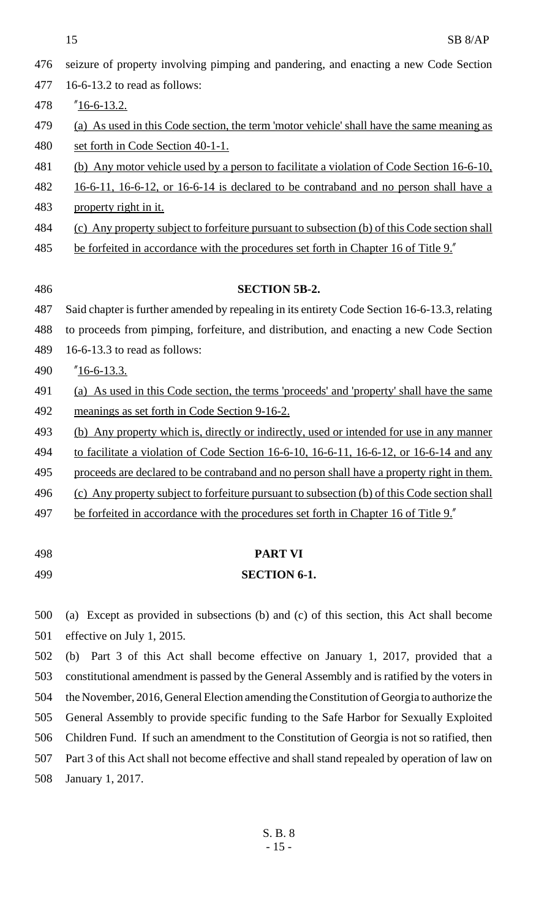seizure of property involving pimping and pandering, and enacting a new Code Section 16-6-13.2 to read as follows:

"16-6-13.2.

(a) As used in this Code section, the term 'motor vehicle' shall have the same meaning as set forth in Code Section 40-1-1.

(b) Any motor vehicle used by a person to facilitate a violation of Code Section 16-6-10, 16-6-11, 16-6-12, or 16-6-14 is declared to be contraband and no person shall have a property right in it.

(c) Any property subject to forfeiture pursuant to subsection (b) of this Code section shall be forfeited in accordance with the procedures set forth in Chapter 16 of Title 9."

**SECTION 5B-2.**

Said chapter is further amended by repealing in its entirety Code Section 16-6-13.3, relating to proceeds from pimping, forfeiture, and distribution, and enacting a new Code Section 16-6-13.3 to read as follows:

"16-6-13.3.

(a) As used in this Code section, the terms 'proceeds' and 'property' shall have the same meanings as set forth in Code Section 9-16-2.

(b) Any property which is, directly or indirectly, used or intended for use in any manner to facilitate a violation of Code Section 16-6-10, 16-6-11, 16-6-12, or 16-6-14 and any proceeds are declared to be contraband and no person shall have a property right in them.

(c) Any property subject to forfeiture pursuant to subsection (b) of this Code section shall be forfeited in accordance with the procedures set forth in Chapter 16 of Title 9."

**PART VI**

**SECTION 6-1.**

(a) Except as provided in subsections (b) and (c) of this section, this Act shall become effective on July 1, 2015.

(b) Part 3 of this Act shall become effective on January 1, 2017, provided that a constitutional amendment is passed by the General Assembly and is ratified by the voters in the November, 2016, General Election amending the Constitution of Georgia to authorize the General Assembly to provide specific funding to the Safe Harbor for Sexually Exploited Children Fund. If such an amendment to the Constitution of Georgia is not so ratified, then Part 3 of this Act shall not become effective and shall stand repealed by operation of law on January 1, 2017.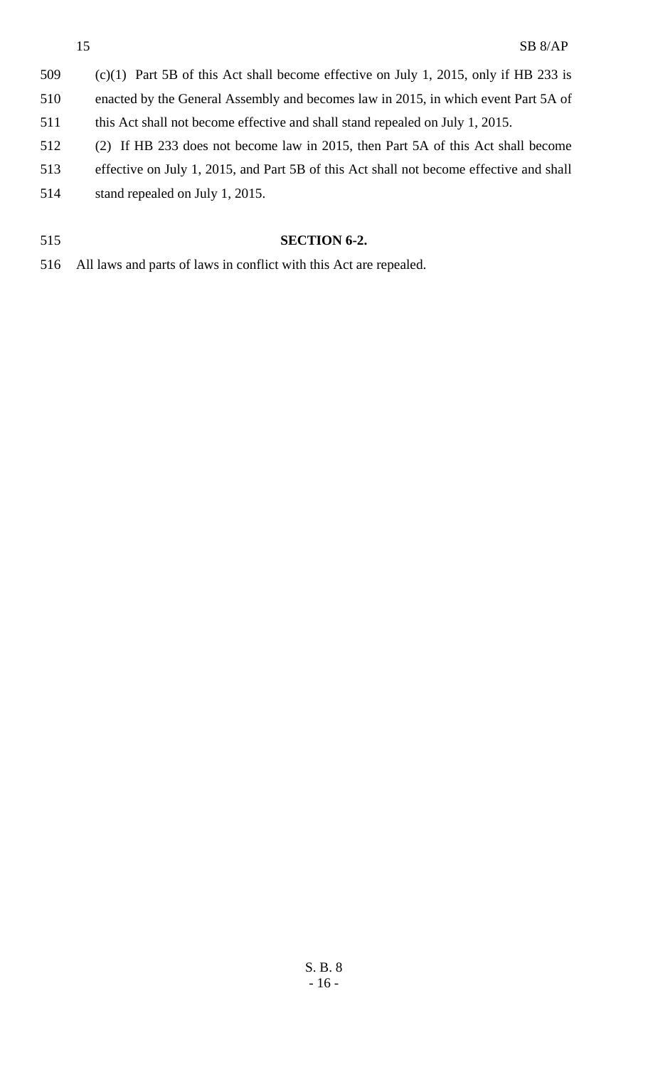(c)(1) Part 5B of this Act shall become effective on July 1, 2015, only if HB 233 is enacted by the General Assembly and becomes law in 2015, in which event Part 5A of this Act shall not become effective and shall stand repealed on July 1, 2015.

(2) If HB 233 does not become law in 2015, then Part 5A of this Act shall become effective on July 1, 2015, and Part 5B of this Act shall not become effective and shall stand repealed on July 1, 2015.

**SECTION 6-2.**

All laws and parts of laws in conflict with this Act are repealed.